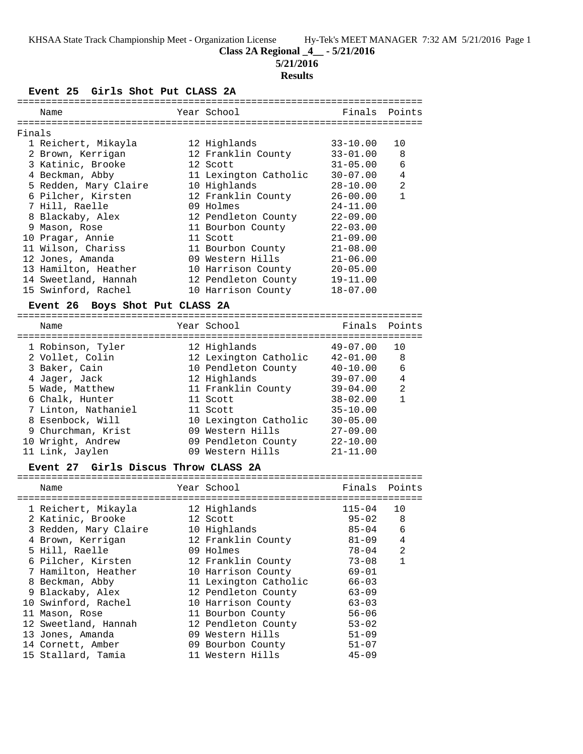# Class 2A Regional _4__ - 5/21/2016

**5/21/2016**

**Results**

### Event 25 Girls Shot Put CLASS 2A

Finals

| | Name | Year | School | Finals | Points |
|---|---|---|---|---|---|
| 1 | Reichert, Mikayla | 12 | Highlands | 33-10.00 | 10 |
| 2 | Brown, Kerrigan | 12 | Franklin County | 33-01.00 | 8 |
| 3 | Katinic, Brooke | 12 | Scott | 31-05.00 | 6 |
| 4 | Beckman, Abby | 11 | Lexington Catholic | 30-07.00 | 4 |
| 5 | Redden, Mary Claire | 10 | Highlands | 28-10.00 | 2 |
| 6 | Pilcher, Kirsten | 12 | Franklin County | 26-00.00 | 1 |
| 7 | Hill, Raelle | 09 | Holmes | 24-11.00 | |
| 8 | Blackaby, Alex | 12 | Pendleton County | 22-09.00 | |
| 9 | Mason, Rose | 11 | Bourbon County | 22-03.00 | |
| 10 | Pragar, Annie | 11 | Scott | 21-09.00 | |
| 11 | Wilson, Chariss | 11 | Bourbon County | 21-08.00 | |
| 12 | Jones, Amanda | 09 | Western Hills | 21-06.00 | |
| 13 | Hamilton, Heather | 10 | Harrison County | 20-05.00 | |
| 14 | Sweetland, Hannah | 12 | Pendleton County | 19-11.00 | |
| 15 | Swinford, Rachel | 10 | Harrison County | 18-07.00 | |

### Event 26 Boys Shot Put CLASS 2A

| | Name | Year | School | Finals | Points |
|---|---|---|---|---|---|
| 1 | Robinson, Tyler | 12 | Highlands | 49-07.00 | 10 |
| 2 | Vollet, Colin | 12 | Lexington Catholic | 42-01.00 | 8 |
| 3 | Baker, Cain | 10 | Pendleton County | 40-10.00 | 6 |
| 4 | Jager, Jack | 12 | Highlands | 39-07.00 | 4 |
| 5 | Wade, Matthew | 11 | Franklin County | 39-04.00 | 2 |
| 6 | Chalk, Hunter | 11 | Scott | 38-02.00 | 1 |
| 7 | Linton, Nathaniel | 11 | Scott | 35-10.00 | |
| 8 | Esenbock, Will | 10 | Lexington Catholic | 30-05.00 | |
| 9 | Churchman, Krist | 09 | Western Hills | 27-09.00 | |
| 10 | Wright, Andrew | 09 | Pendleton County | 22-10.00 | |
| 11 | Link, Jaylen | 09 | Western Hills | 21-11.00 | |

### Event 27 Girls Discus Throw CLASS 2A

| | Name | Year | School | Finals | Points |
|---|---|---|---|---|---|
| 1 | Reichert, Mikayla | 12 | Highlands | 115-04 | 10 |
| 2 | Katinic, Brooke | 12 | Scott | 95-02 | 8 |
| 3 | Redden, Mary Claire | 10 | Highlands | 85-04 | 6 |
| 4 | Brown, Kerrigan | 12 | Franklin County | 81-09 | 4 |
| 5 | Hill, Raelle | 09 | Holmes | 78-04 | 2 |
| 6 | Pilcher, Kirsten | 12 | Franklin County | 73-08 | 1 |
| 7 | Hamilton, Heather | 10 | Harrison County | 69-01 | |
| 8 | Beckman, Abby | 11 | Lexington Catholic | 66-03 | |
| 9 | Blackaby, Alex | 12 | Pendleton County | 63-09 | |
| 10 | Swinford, Rachel | 10 | Harrison County | 63-03 | |
| 11 | Mason, Rose | 11 | Bourbon County | 56-06 | |
| 12 | Sweetland, Hannah | 12 | Pendleton County | 53-02 | |
| 13 | Jones, Amanda | 09 | Western Hills | 51-09 | |
| 14 | Cornett, Amber | 09 | Bourbon County | 51-07 | |
| 15 | Stallard, Tamia | 11 | Western Hills | 45-09 | |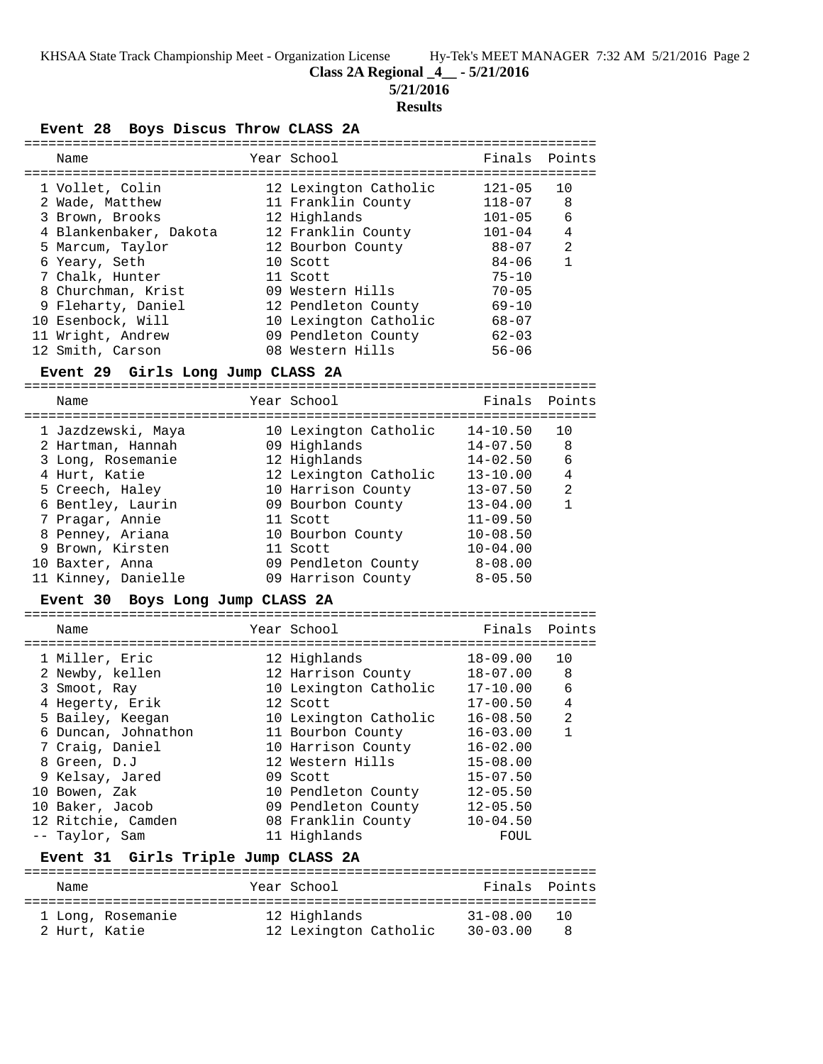# Class 2A Regional _4__ - 5/21/2016

**5/21/2016**

**Results**

### Event 28 Boys Discus Throw CLASS 2A

| | Name | Year | School | Finals | Points |
|---|---|---|---|---|---|
| 1 | Vollet, Colin | 12 | Lexington Catholic | 121-05 | 10 |
| 2 | Wade, Matthew | 11 | Franklin County | 118-07 | 8 |
| 3 | Brown, Brooks | 12 | Highlands | 101-05 | 6 |
| 4 | Blankenbaker, Dakota | 12 | Franklin County | 101-04 | 4 |
| 5 | Marcum, Taylor | 12 | Bourbon County | 88-07 | 2 |
| 6 | Yeary, Seth | 10 | Scott | 84-06 | 1 |
| 7 | Chalk, Hunter | 11 | Scott | 75-10 | |
| 8 | Churchman, Krist | 09 | Western Hills | 70-05 | |
| 9 | Fleharty, Daniel | 12 | Pendleton County | 69-10 | |
| 10 | Esenbock, Will | 10 | Lexington Catholic | 68-07 | |
| 11 | Wright, Andrew | 09 | Pendleton County | 62-03 | |
| 12 | Smith, Carson | 08 | Western Hills | 56-06 | |

### Event 29 Girls Long Jump CLASS 2A

| | Name | Year | School | Finals | Points |
|---|---|---|---|---|---|
| 1 | Jazdzewski, Maya | 10 | Lexington Catholic | 14-10.50 | 10 |
| 2 | Hartman, Hannah | 09 | Highlands | 14-07.50 | 8 |
| 3 | Long, Rosemanie | 12 | Highlands | 14-02.50 | 6 |
| 4 | Hurt, Katie | 12 | Lexington Catholic | 13-10.00 | 4 |
| 5 | Creech, Haley | 10 | Harrison County | 13-07.50 | 2 |
| 6 | Bentley, Laurin | 09 | Bourbon County | 13-04.00 | 1 |
| 7 | Pragar, Annie | 11 | Scott | 11-09.50 | |
| 8 | Penney, Ariana | 10 | Bourbon County | 10-08.50 | |
| 9 | Brown, Kirsten | 11 | Scott | 10-04.00 | |
| 10 | Baxter, Anna | 09 | Pendleton County | 8-08.00 | |
| 11 | Kinney, Danielle | 09 | Harrison County | 8-05.50 | |

### Event 30 Boys Long Jump CLASS 2A

| | Name | Year | School | Finals | Points |
|---|---|---|---|---|---|
| 1 | Miller, Eric | 12 | Highlands | 18-09.00 | 10 |
| 2 | Newby, kellen | 12 | Harrison County | 18-07.00 | 8 |
| 3 | Smoot, Ray | 10 | Lexington Catholic | 17-10.00 | 6 |
| 4 | Hegerty, Erik | 12 | Scott | 17-00.50 | 4 |
| 5 | Bailey, Keegan | 10 | Lexington Catholic | 16-08.50 | 2 |
| 6 | Duncan, Johnathon | 11 | Bourbon County | 16-03.00 | 1 |
| 7 | Craig, Daniel | 10 | Harrison County | 16-02.00 | |
| 8 | Green, D.J | 12 | Western Hills | 15-08.00 | |
| 9 | Kelsay, Jared | 09 | Scott | 15-07.50 | |
| 10 | Bowen, Zak | 10 | Pendleton County | 12-05.50 | |
| 10 | Baker, Jacob | 09 | Pendleton County | 12-05.50 | |
| 12 | Ritchie, Camden | 08 | Franklin County | 10-04.50 | |
| -- | Taylor, Sam | 11 | Highlands | FOUL | |

### Event 31 Girls Triple Jump CLASS 2A

| | Name | Year | School | Finals | Points |
|---|---|---|---|---|---|
| 1 | Long, Rosemanie | 12 | Highlands | 31-08.00 | 10 |
| 2 | Hurt, Katie | 12 | Lexington Catholic | 30-03.00 | 8 |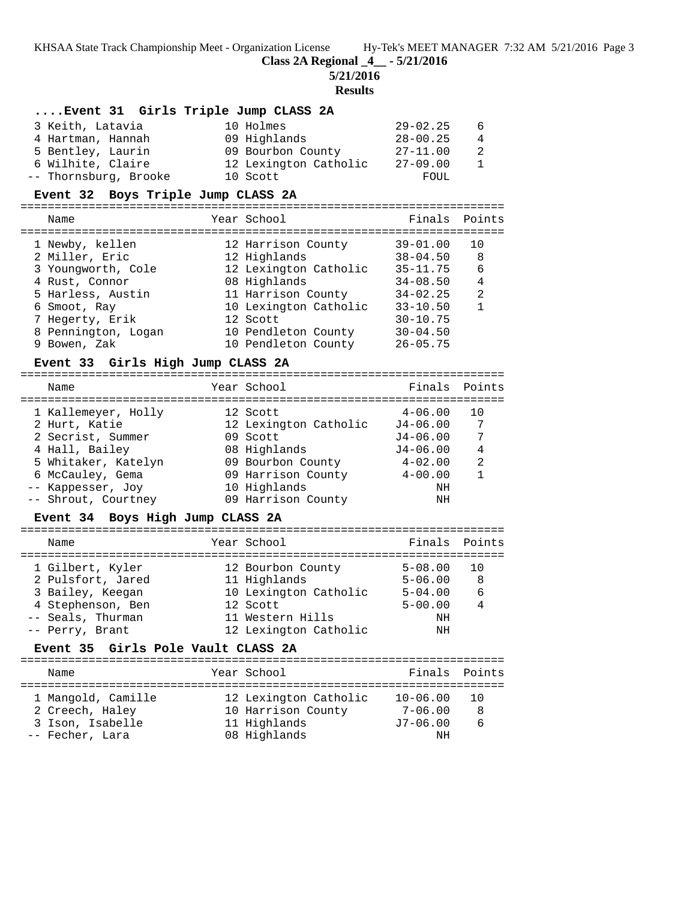**Class 2A Regional _4__ - 5/21/2016**

**5/21/2016**

**Results**

### ....Event 31 Girls Triple Jump CLASS 2A

| Place | Name | Year | School | Finals | Points |
|---|---|---|---|---|---|
| 3 | Keith, Latavia | 10 | Holmes | 29-02.25 | 6 |
| 4 | Hartman, Hannah | 09 | Highlands | 28-00.25 | 4 |
| 5 | Bentley, Laurin | 09 | Bourbon County | 27-11.00 | 2 |
| 6 | Wilhite, Claire | 12 | Lexington Catholic | 27-09.00 | 1 |
| -- | Thornsburg, Brooke | 10 | Scott | FOUL | |

### Event 32 Boys Triple Jump CLASS 2A

| Place | Name | Year | School | Finals | Points |
|---|---|---|---|---|---|
| 1 | Newby, kellen | 12 | Harrison County | 39-01.00 | 10 |
| 2 | Miller, Eric | 12 | Highlands | 38-04.50 | 8 |
| 3 | Youngworth, Cole | 12 | Lexington Catholic | 35-11.75 | 6 |
| 4 | Rust, Connor | 08 | Highlands | 34-08.50 | 4 |
| 5 | Harless, Austin | 11 | Harrison County | 34-02.25 | 2 |
| 6 | Smoot, Ray | 10 | Lexington Catholic | 33-10.50 | 1 |
| 7 | Hegerty, Erik | 12 | Scott | 30-10.75 | |
| 8 | Pennington, Logan | 10 | Pendleton County | 30-04.50 | |
| 9 | Bowen, Zak | 10 | Pendleton County | 26-05.75 | |

### Event 33 Girls High Jump CLASS 2A

| Place | Name | Year | School | Finals | Points |
|---|---|---|---|---|---|
| 1 | Kallemeyer, Holly | 12 | Scott | 4-06.00 | 10 |
| 2 | Hurt, Katie | 12 | Lexington Catholic | J4-06.00 | 7 |
| 2 | Secrist, Summer | 09 | Scott | J4-06.00 | 7 |
| 4 | Hall, Bailey | 08 | Highlands | J4-06.00 | 4 |
| 5 | Whitaker, Katelyn | 09 | Bourbon County | 4-02.00 | 2 |
| 6 | McCauley, Gema | 09 | Harrison County | 4-00.00 | 1 |
| -- | Kappesser, Joy | 10 | Highlands | NH | |
| -- | Shrout, Courtney | 09 | Harrison County | NH | |

### Event 34 Boys High Jump CLASS 2A

| Place | Name | Year | School | Finals | Points |
|---|---|---|---|---|---|
| 1 | Gilbert, Kyler | 12 | Bourbon County | 5-08.00 | 10 |
| 2 | Pulsfort, Jared | 11 | Highlands | 5-06.00 | 8 |
| 3 | Bailey, Keegan | 10 | Lexington Catholic | 5-04.00 | 6 |
| 4 | Stephenson, Ben | 12 | Scott | 5-00.00 | 4 |
| -- | Seals, Thurman | 11 | Western Hills | NH | |
| -- | Perry, Brant | 12 | Lexington Catholic | NH | |

### Event 35 Girls Pole Vault CLASS 2A

| Place | Name | Year | School | Finals | Points |
|---|---|---|---|---|---|
| 1 | Mangold, Camille | 12 | Lexington Catholic | 10-06.00 | 10 |
| 2 | Creech, Haley | 10 | Harrison County | 7-06.00 | 8 |
| 3 | Ison, Isabelle | 11 | Highlands | J7-06.00 | 6 |
| -- | Fecher, Lara | 08 | Highlands | NH | |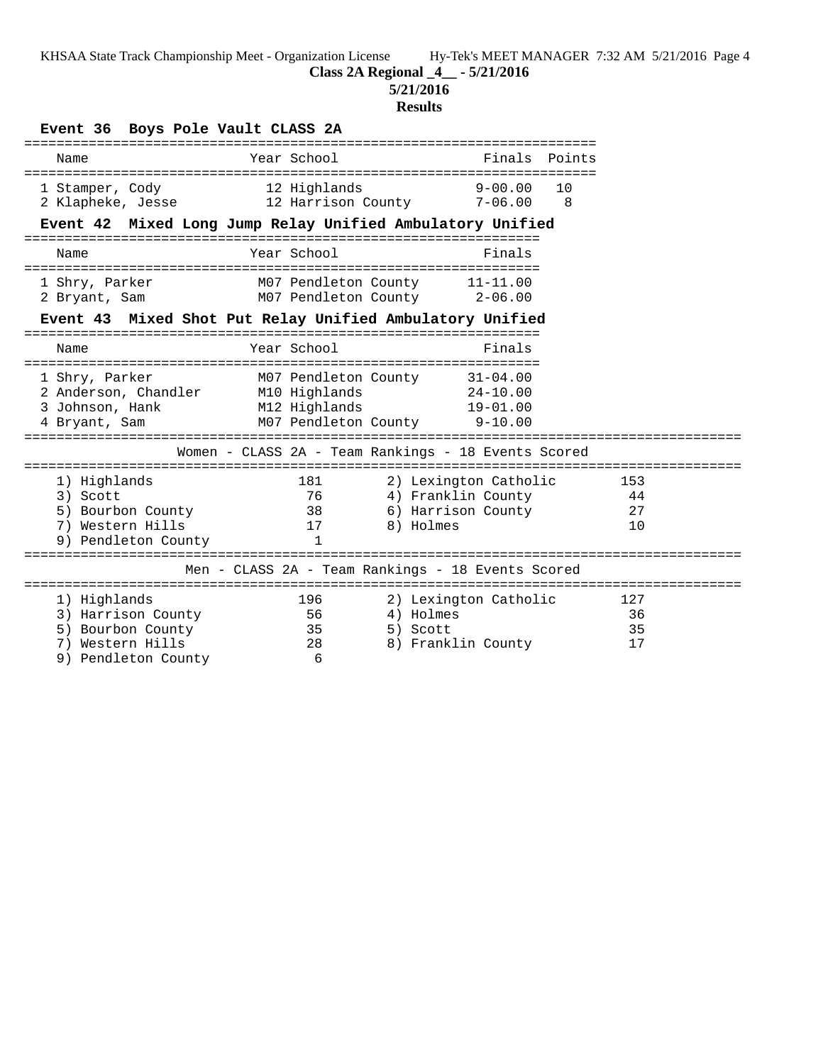## Class 2A Regional _4__ - 5/21/2016

**5/21/2016**

**Results**

### Event 36 Boys Pole Vault CLASS 2A

| | Name | Year | School | Finals | Points |
|---|---|---|---|---|---|
| 1 | Stamper, Cody | 12 | Highlands | 9-00.00 | 10 |
| 2 | Klapheke, Jesse | 12 | Harrison County | 7-06.00 | 8 |

### Event 42 Mixed Long Jump Relay Unified Ambulatory Unified

| | Name | Year | School | Finals |
|---|---|---|---|---|
| 1 | Shry, Parker | M07 | Pendleton County | 11-11.00 |
| 2 | Bryant, Sam | M07 | Pendleton County | 2-06.00 |

### Event 43 Mixed Shot Put Relay Unified Ambulatory Unified

| | Name | Year | School | Finals |
|---|---|---|---|---|
| 1 | Shry, Parker | M07 | Pendleton County | 31-04.00 |
| 2 | Anderson, Chandler | M10 | Highlands | 24-10.00 |
| 3 | Johnson, Hank | M12 | Highlands | 19-01.00 |
| 4 | Bryant, Sam | M07 | Pendleton County | 9-10.00 |

### Women - CLASS 2A - Team Rankings - 18 Events Scored

| | | | |
|---|---|---|---|
| 1) Highlands | 181 | 2) Lexington Catholic | 153 |
| 3) Scott | 76 | 4) Franklin County | 44 |
| 5) Bourbon County | 38 | 6) Harrison County | 27 |
| 7) Western Hills | 17 | 8) Holmes | 10 |
| 9) Pendleton County | 1 | | |

### Men - CLASS 2A - Team Rankings - 18 Events Scored

| | | | |
|---|---|---|---|
| 1) Highlands | 196 | 2) Lexington Catholic | 127 |
| 3) Harrison County | 56 | 4) Holmes | 36 |
| 5) Bourbon County | 35 | 5) Scott | 35 |
| 7) Western Hills | 28 | 8) Franklin County | 17 |
| 9) Pendleton County | 6 | | |